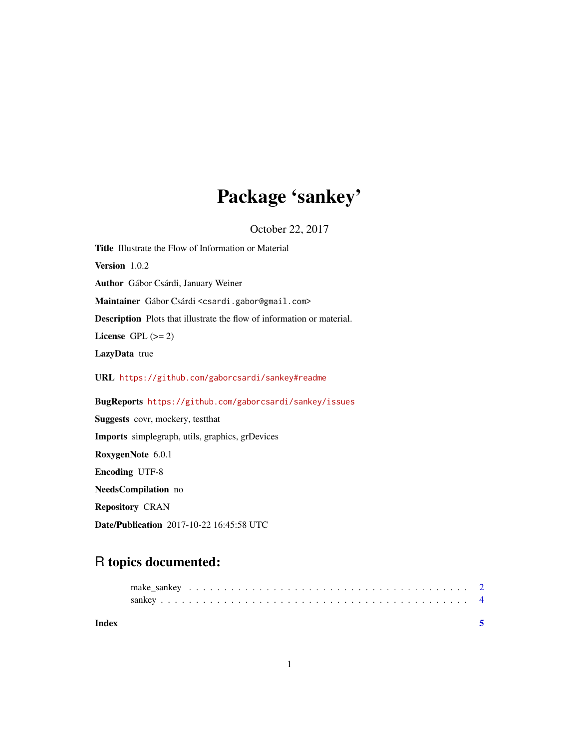# Package 'sankey'

October 22, 2017

**Title** Illustrate the Flow of Information or Material

**Version** 1.0.2

**Author** Gábor Csárdi, January Weiner

**Maintainer** Gábor Csárdi <csardi.gabor@gmail.com>

**Description** Plots that illustrate the flow of information or material.

**License** GPL (>= 2)

**LazyData** true

**URL** https://github.com/gaborcsardi/sankey#readme

**BugReports** https://github.com/gaborcsardi/sankey/issues

**Suggests** covr, mockery, testthat

**Imports** simplegraph, utils, graphics, grDevices

**RoxygenNote** 6.0.1

**Encoding** UTF-8

**NeedsCompilation** no

**Repository** CRAN

**Date/Publication** 2017-10-22 16:45:58 UTC

## R topics documented:

make_sankey . . . . . . . . . . . . . . . . . . . . . . . . . . . . . . . . . . . . . . . . 2
sankey . . . . . . . . . . . . . . . . . . . . . . . . . . . . . . . . . . . . . . . . . . . 4

**Index** 5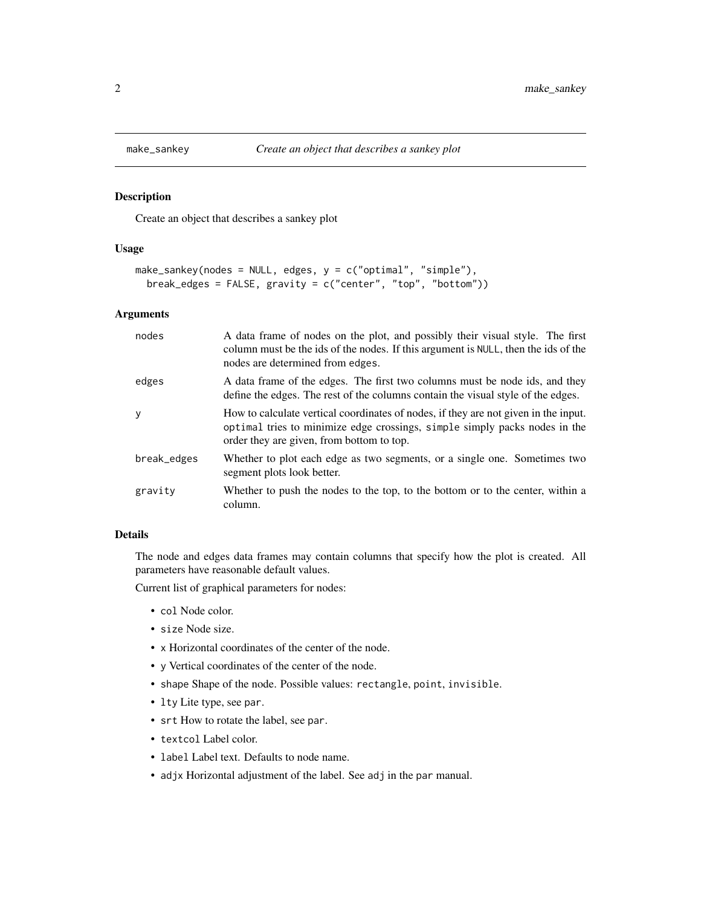## make_sankey *Create an object that describes a sankey plot*

### Description

Create an object that describes a sankey plot

### Usage

```
make_sankey(nodes = NULL, edges, y = c("optimal", "simple"),
  break_edges = FALSE, gravity = c("center", "top", "bottom"))
```

### Arguments

| | |
|---|---|
| `nodes` | A data frame of nodes on the plot, and possibly their visual style. The first column must be the ids of the nodes. If this argument is `NULL`, then the ids of the nodes are determined from `edges`. |
| `edges` | A data frame of the edges. The first two columns must be node ids, and they define the edges. The rest of the columns contain the visual style of the edges. |
| `y` | How to calculate vertical coordinates of nodes, if they are not given in the input. `optimal` tries to minimize edge crossings, `simple` simply packs nodes in the order they are given, from bottom to top. |
| `break_edges` | Whether to plot each edge as two segments, or a single one. Sometimes two segment plots look better. |
| `gravity` | Whether to push the nodes to the top, to the bottom or to the center, within a column. |

### Details

The node and edges data frames may contain columns that specify how the plot is created. All parameters have reasonable default values.

Current list of graphical parameters for nodes:

- `col` Node color.
- `size` Node size.
- `x` Horizontal coordinates of the center of the node.
- `y` Vertical coordinates of the center of the node.
- `shape` Shape of the node. Possible values: `rectangle`, `point`, `invisible`.
- `lty` Lite type, see `par`.
- `srt` How to rotate the label, see `par`.
- `textcol` Label color.
- `label` Label text. Defaults to node name.
- `adjx` Horizontal adjustment of the label. See `adj` in the `par` manual.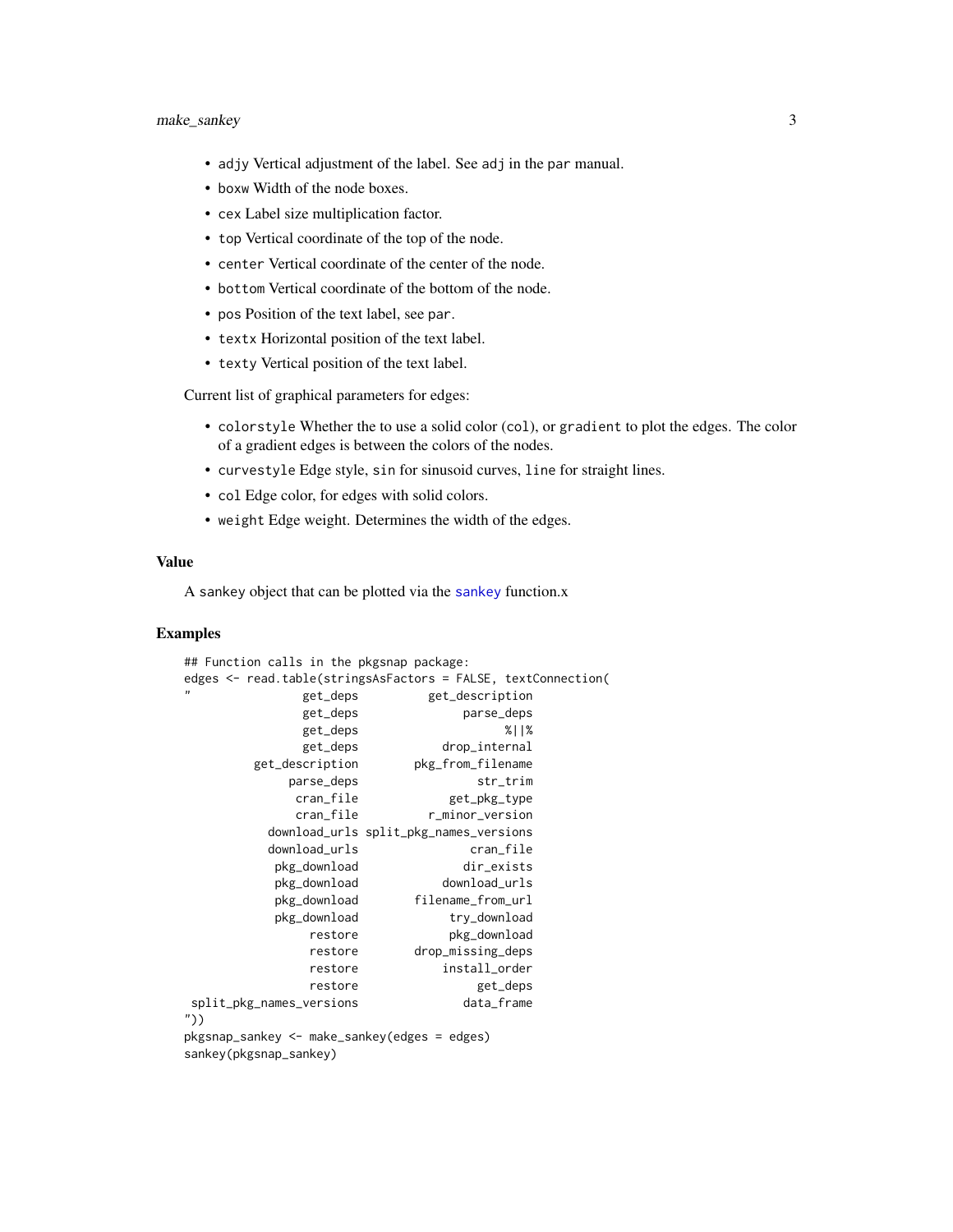- adjy Vertical adjustment of the label. See adj in the par manual.
- boxw Width of the node boxes.
- cex Label size multiplication factor.
- top Vertical coordinate of the top of the node.
- center Vertical coordinate of the center of the node.
- bottom Vertical coordinate of the bottom of the node.
- pos Position of the text label, see par.
- textx Horizontal position of the text label.
- texty Vertical position of the text label.

Current list of graphical parameters for edges:

- colorstyle Whether the to use a solid color (col), or gradient to plot the edges. The color of a gradient edges is between the colors of the nodes.
- curvestyle Edge style, sin for sinusoid curves, line for straight lines.
- col Edge color, for edges with solid colors.
- weight Edge weight. Determines the width of the edges.

## Value

A sankey object that can be plotted via the sankey function.x

## Examples

```
## Function calls in the pkgsnap package:
edges <- read.table(stringsAsFactors = FALSE, textConnection(
"                get_deps          get_description
                 get_deps               parse_deps
                 get_deps                      %||%
                 get_deps            drop_internal
          get_description        pkg_from_filename
               parse_deps                 str_trim
                cran_file             get_pkg_type
                cran_file          r_minor_version
            download_urls split_pkg_names_versions
            download_urls                cran_file
             pkg_download               dir_exists
             pkg_download            download_urls
             pkg_download        filename_from_url
             pkg_download             try_download
                  restore             pkg_download
                  restore        drop_missing_deps
                  restore            install_order
                  restore                 get_deps
 split_pkg_names_versions               data_frame
"))
pkgsnap_sankey <- make_sankey(edges = edges)
sankey(pkgsnap_sankey)
```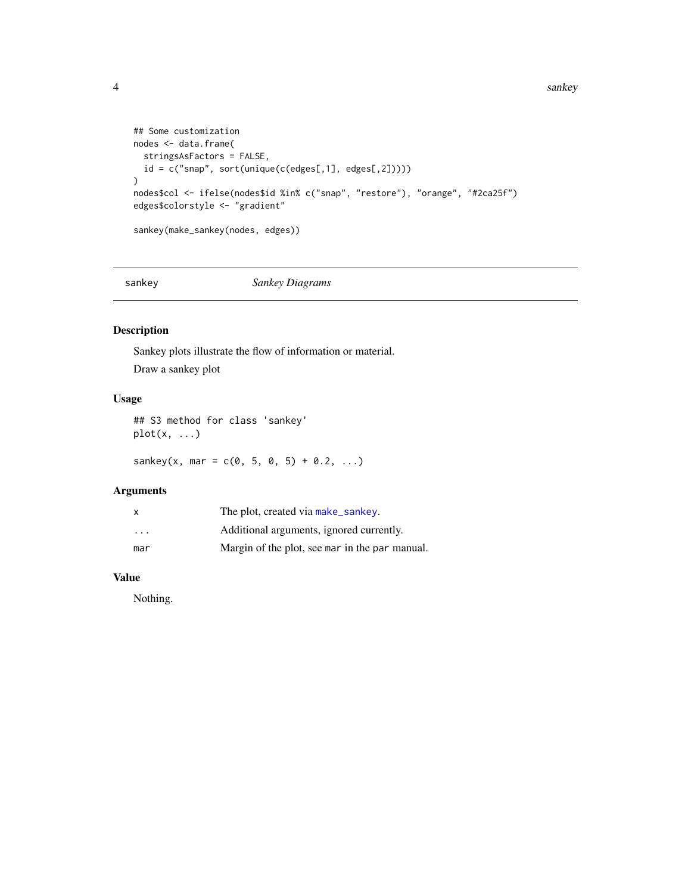```
## Some customization
nodes <- data.frame(
  stringsAsFactors = FALSE,
  id = c("snap", sort(unique(c(edges[,1], edges[,2]))))
)
nodes$col <- ifelse(nodes$id %in% c("snap", "restore"), "orange", "#2ca25f")
edges$colorstyle <- "gradient"

sankey(make_sankey(nodes, edges))
```

---

## sankey — *Sankey Diagrams*

### Description

Sankey plots illustrate the flow of information or material.

Draw a sankey plot

### Usage

```
## S3 method for class 'sankey'
plot(x, ...)

sankey(x, mar = c(0, 5, 0, 5) + 0.2, ...)
```

### Arguments

| | |
|---|---|
| `x` | The plot, created via `make_sankey`. |
| `...` | Additional arguments, ignored currently. |
| `mar` | Margin of the plot, see `mar` in the `par` manual. |

### Value

Nothing.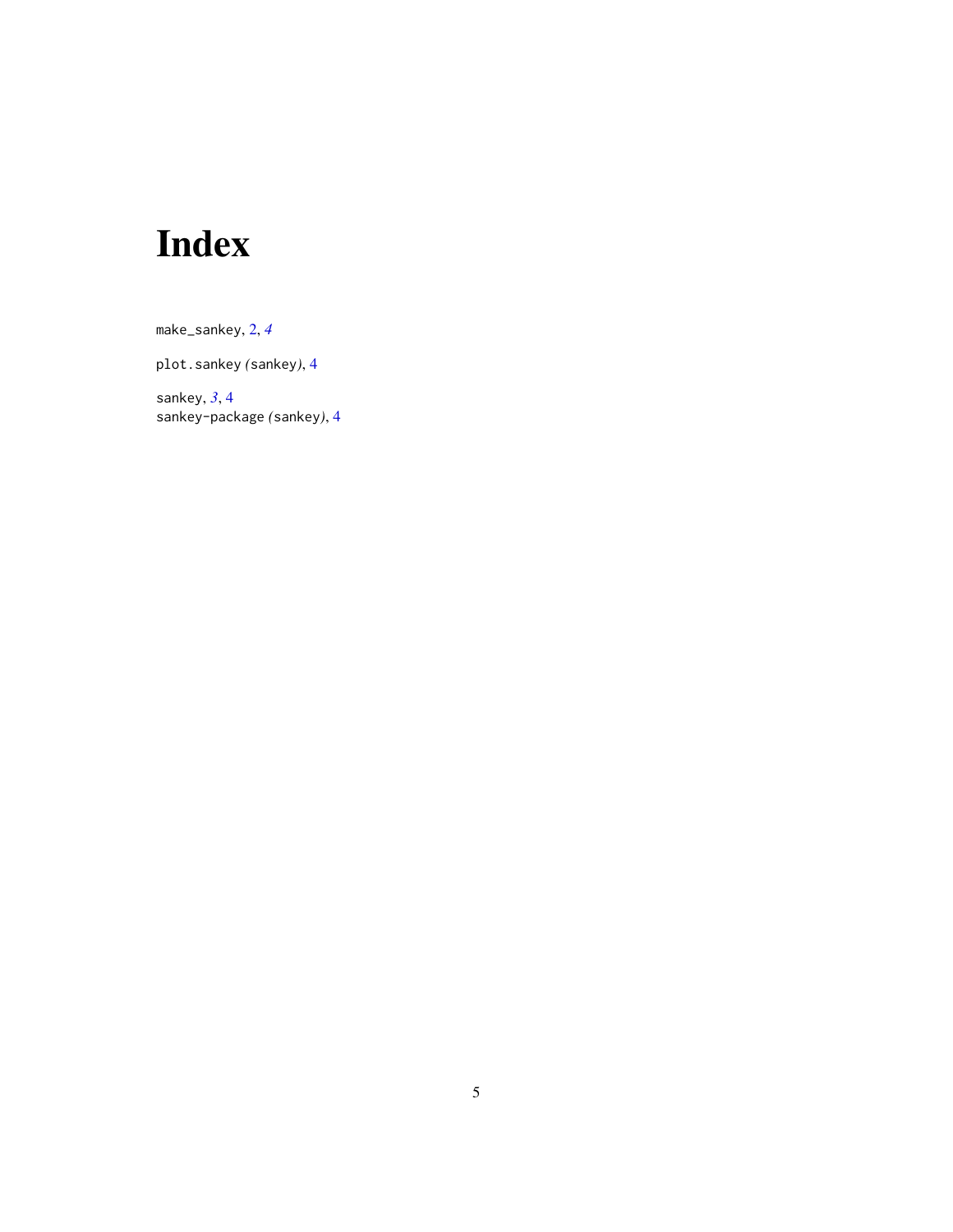# Index

make_sankey, 2, *4*

plot.sankey *(*sankey*)*, 4

sankey, *3*, 4
sankey-package *(*sankey*)*, 4